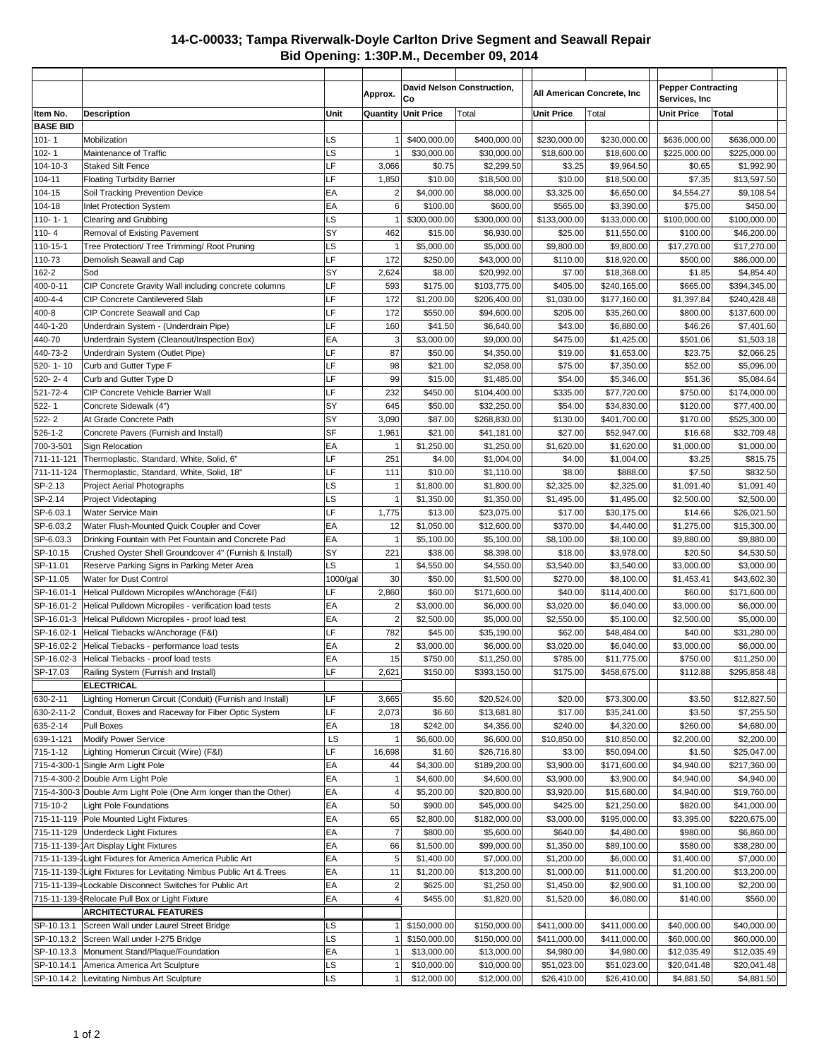## 14-C-00033; Tampa Riverwalk-Doyle Carlton Drive Segment and Seawall Repair
## Bid Opening: 1:30P.M., December 09, 2014

| | | | Approx. | David Nelson Construction, Co | | All American Concrete, Inc | | Pepper Contracting Services, Inc | |
|---|---|---|---|---|---|---|---|---|---|
| Item No. | Description | Unit | Quantity | Unit Price | Total | Unit Price | Total | Unit Price | Total |
| **BASE BID** | | | | | | | | | |
| 101- 1 | Mobilization | LS | 1 | $400,000.00 | $400,000.00 | $230,000.00 | $230,000.00 | $636,000.00 | $636,000.00 |
| 102- 1 | Maintenance of Traffic | LS | 1 | $30,000.00 | $30,000.00 | $18,600.00 | $18,600.00 | $225,000.00 | $225,000.00 |
| 104-10-3 | Staked Silt Fence | LF | 3,066 | $0.75 | $2,299.50 | $3.25 | $9,964.50 | $0.65 | $1,992.90 |
| 104-11 | Floating Turbidity Barrier | LF | 1,850 | $10.00 | $18,500.00 | $10.00 | $18,500.00 | $7.35 | $13,597.50 |
| 104-15 | Soil Tracking Prevention Device | EA | 2 | $4,000.00 | $8,000.00 | $3,325.00 | $6,650.00 | $4,554.27 | $9,108.54 |
| 104-18 | Inlet Protection System | EA | 6 | $100.00 | $600.00 | $565.00 | $3,390.00 | $75.00 | $450.00 |
| 110- 1- 1 | Clearing and Grubbing | LS | 1 | $300,000.00 | $300,000.00 | $133,000.00 | $133,000.00 | $100,000.00 | $100,000.00 |
| 110- 4 | Removal of Existing Pavement | SY | 462 | $15.00 | $6,930.00 | $25.00 | $11,550.00 | $100.00 | $46,200.00 |
| 110-15-1 | Tree Protection/ Tree Trimming/ Root Pruning | LS | 1 | $5,000.00 | $5,000.00 | $9,800.00 | $9,800.00 | $17,270.00 | $17,270.00 |
| 110-73 | Demolish Seawall and Cap | LF | 172 | $250.00 | $43,000.00 | $110.00 | $18,920.00 | $500.00 | $86,000.00 |
| 162-2 | Sod | SY | 2,624 | $8.00 | $20,992.00 | $7.00 | $18,368.00 | $1.85 | $4,854.40 |
| 400-0-11 | CIP Concrete Gravity Wall including concrete columns | LF | 593 | $175.00 | $103,775.00 | $405.00 | $240,165.00 | $665.00 | $394,345.00 |
| 400-4-4 | CIP Concrete Cantilevered Slab | LF | 172 | $1,200.00 | $206,400.00 | $1,030.00 | $177,160.00 | $1,397.84 | $240,428.48 |
| 400-8 | CIP Concrete Seawall and Cap | LF | 172 | $550.00 | $94,600.00 | $205.00 | $35,260.00 | $800.00 | $137,600.00 |
| 440-1-20 | Underdrain System - (Underdrain Pipe) | LF | 160 | $41.50 | $6,640.00 | $43.00 | $6,880.00 | $46.26 | $7,401.60 |
| 440-70 | Underdrain System (Cleanout/Inspection Box) | EA | 3 | $3,000.00 | $9,000.00 | $475.00 | $1,425.00 | $501.06 | $1,503.18 |
| 440-73-2 | Underdrain System (Outlet Pipe) | LF | 87 | $50.00 | $4,350.00 | $19.00 | $1,653.00 | $23.75 | $2,066.25 |
| 520- 1- 10 | Curb and Gutter Type F | LF | 98 | $21.00 | $2,058.00 | $75.00 | $7,350.00 | $52.00 | $5,096.00 |
| 520- 2- 4 | Curb and Gutter Type D | LF | 99 | $15.00 | $1,485.00 | $54.00 | $5,346.00 | $51.36 | $5,084.64 |
| 521-72-4 | CIP Concrete Vehicle Barrier Wall | LF | 232 | $450.00 | $104,400.00 | $335.00 | $77,720.00 | $750.00 | $174,000.00 |
| 522- 1 | Concrete Sidewalk (4") | SY | 645 | $50.00 | $32,250.00 | $54.00 | $34,830.00 | $120.00 | $77,400.00 |
| 522- 2 | At Grade Concrete Path | SY | 3,090 | $87.00 | $268,830.00 | $130.00 | $401,700.00 | $170.00 | $525,300.00 |
| 526-1-2 | Concrete Pavers (Furnish and Install) | SF | 1,961 | $21.00 | $41,181.00 | $27.00 | $52,947.00 | $16.68 | $32,709.48 |
| 700-3-501 | Sign Relocation | EA | 1 | $1,250.00 | $1,250.00 | $1,620.00 | $1,620.00 | $1,000.00 | $1,000.00 |
| 711-11-121 | Thermoplastic, Standard, White, Solid, 6" | LF | 251 | $4.00 | $1,004.00 | $4.00 | $1,004.00 | $3.25 | $815.75 |
| 711-11-124 | Thermoplastic, Standard, White, Solid, 18" | LF | 111 | $10.00 | $1,110.00 | $8.00 | $888.00 | $7.50 | $832.50 |
| SP-2.13 | Project Aerial Photographs | LS | 1 | $1,800.00 | $1,800.00 | $2,325.00 | $2,325.00 | $1,091.40 | $1,091.40 |
| SP-2.14 | Project Videotaping | LS | 1 | $1,350.00 | $1,350.00 | $1,495.00 | $1,495.00 | $2,500.00 | $2,500.00 |
| SP-6.03.1 | Water Service Main | LF | 1,775 | $13.00 | $23,075.00 | $17.00 | $30,175.00 | $14.66 | $26,021.50 |
| SP-6.03.2 | Water Flush-Mounted Quick Coupler and Cover | EA | 12 | $1,050.00 | $12,600.00 | $370.00 | $4,440.00 | $1,275.00 | $15,300.00 |
| SP-6.03.3 | Drinking Fountain with Pet Fountain and Concrete Pad | EA | 1 | $5,100.00 | $5,100.00 | $8,100.00 | $8,100.00 | $9,880.00 | $9,880.00 |
| SP-10.15 | Crushed Oyster Shell Groundcover 4" (Furnish & Install) | SY | 221 | $38.00 | $8,398.00 | $18.00 | $3,978.00 | $20.50 | $4,530.50 |
| SP-11.01 | Reserve Parking Signs in Parking Meter Area | LS | 1 | $4,550.00 | $4,550.00 | $3,540.00 | $3,540.00 | $3,000.00 | $3,000.00 |
| SP-11.05 | Water for Dust Control | 1000/gal | 30 | $50.00 | $1,500.00 | $270.00 | $8,100.00 | $1,453.41 | $43,602.30 |
| SP-16.01-1 | Helical Pulldown Micropiles w/Anchorage (F&I) | LF | 2,860 | $60.00 | $171,600.00 | $40.00 | $114,400.00 | $60.00 | $171,600.00 |
| SP-16.01-2 | Helical Pulldown Micropiles - verification load tests | EA | 2 | $3,000.00 | $6,000.00 | $3,020.00 | $6,040.00 | $3,000.00 | $6,000.00 |
| SP-16.01-3 | Helical Pulldown Micropiles - proof load test | EA | 2 | $2,500.00 | $5,000.00 | $2,550.00 | $5,100.00 | $2,500.00 | $5,000.00 |
| SP-16.02-1 | Helical Tiebacks w/Anchorage (F&I) | LF | 782 | $45.00 | $35,190.00 | $62.00 | $48,484.00 | $40.00 | $31,280.00 |
| SP-16.02-2 | Helical Tiebacks - performance load tests | EA | 2 | $3,000.00 | $6,000.00 | $3,020.00 | $6,040.00 | $3,000.00 | $6,000.00 |
| SP-16.02-3 | Helical Tiebacks - proof load tests | EA | 15 | $750.00 | $11,250.00 | $785.00 | $11,775.00 | $750.00 | $11,250.00 |
| SP-17.03 | Railing System (Furnish and Install) | LF | 2,621 | $150.00 | $393,150.00 | $175.00 | $458,675.00 | $112.88 | $295,858.48 |
| | **ELECTRICAL** | | | | | | | | |
| 630-2-11 | Lighting Homerun Circuit (Conduit) (Furnish and Install) | LF | 3,665 | $5.60 | $20,524.00 | $20.00 | $73,300.00 | $3.50 | $12,827.50 |
| 630-2-11-2 | Conduit, Boxes and Raceway for Fiber Optic System | LF | 2,073 | $6.60 | $13,681.80 | $17.00 | $35,241.00 | $3.50 | $7,255.50 |
| 635-2-14 | Pull Boxes | EA | 18 | $242.00 | $4,356.00 | $240.00 | $4,320.00 | $260.00 | $4,680.00 |
| 639-1-121 | Modify Power Service | LS | 1 | $6,600.00 | $6,600.00 | $10,850.00 | $10,850.00 | $2,200.00 | $2,200.00 |
| 715-1-12 | Lighting Homerun Circuit (Wire) (F&I) | LF | 16,698 | $1.60 | $26,716.80 | $3.00 | $50,094.00 | $1.50 | $25,047.00 |
| 715-4-300-1 | Single Arm Light Pole | EA | 44 | $4,300.00 | $189,200.00 | $3,900.00 | $171,600.00 | $4,940.00 | $217,360.00 |
| 715-4-300-2 | Double Arm Light Pole | EA | 1 | $4,600.00 | $4,600.00 | $3,900.00 | $3,900.00 | $4,940.00 | $4,940.00 |
| 715-4-300-3 | Double Arm Light Pole (One Arm longer than the Other) | EA | 4 | $5,200.00 | $20,800.00 | $3,920.00 | $15,680.00 | $4,940.00 | $19,760.00 |
| 715-10-2 | Light Pole Foundations | EA | 50 | $900.00 | $45,000.00 | $425.00 | $21,250.00 | $820.00 | $41,000.00 |
| 715-11-119 | Pole Mounted Light Fixtures | EA | 65 | $2,800.00 | $182,000.00 | $3,000.00 | $195,000.00 | $3,395.00 | $220,675.00 |
| 715-11-129 | Underdeck Light Fixtures | EA | 7 | $800.00 | $5,600.00 | $640.00 | $4,480.00 | $980.00 | $6,860.00 |
| 715-11-139-1 | Art Display Light Fixtures | EA | 66 | $1,500.00 | $99,000.00 | $1,350.00 | $89,100.00 | $580.00 | $38,280.00 |
| 715-11-139-2 | Light Fixtures for America America Public Art | EA | 5 | $1,400.00 | $7,000.00 | $1,200.00 | $6,000.00 | $1,400.00 | $7,000.00 |
| 715-11-139-3 | Light Fixtures for Levitating Nimbus Public Art & Trees | EA | 11 | $1,200.00 | $13,200.00 | $1,000.00 | $11,000.00 | $1,200.00 | $13,200.00 |
| 715-11-139-4 | Lockable Disconnect Switches for Public Art | EA | 2 | $625.00 | $1,250.00 | $1,450.00 | $2,900.00 | $1,100.00 | $2,200.00 |
| 715-11-139-5 | Relocate Pull Box or Light Fixture | EA | 4 | $455.00 | $1,820.00 | $1,520.00 | $6,080.00 | $140.00 | $560.00 |
| | **ARCHITECTURAL FEATURES** | | | | | | | | |
| SP-10.13.1 | Screen Wall under Laurel Street Bridge | LS | 1 | $150,000.00 | $150,000.00 | $411,000.00 | $411,000.00 | $40,000.00 | $40,000.00 |
| SP-10.13.2 | Screen Wall under I-275 Bridge | LS | 1 | $150,000.00 | $150,000.00 | $411,000.00 | $411,000.00 | $60,000.00 | $60,000.00 |
| SP-10.13.3 | Monument Stand/Plaque/Foundation | EA | 1 | $13,000.00 | $13,000.00 | $4,980.00 | $4,980.00 | $12,035.49 | $12,035.49 |
| SP-10.14.1 | America America Art Sculpture | LS | 1 | $10,000.00 | $10,000.00 | $51,023.00 | $51,023.00 | $20,041.48 | $20,041.48 |
| SP-10.14.2 | Levitating Nimbus Art Sculpture | LS | 1 | $12,000.00 | $12,000.00 | $26,410.00 | $26,410.00 | $4,881.50 | $4,881.50 |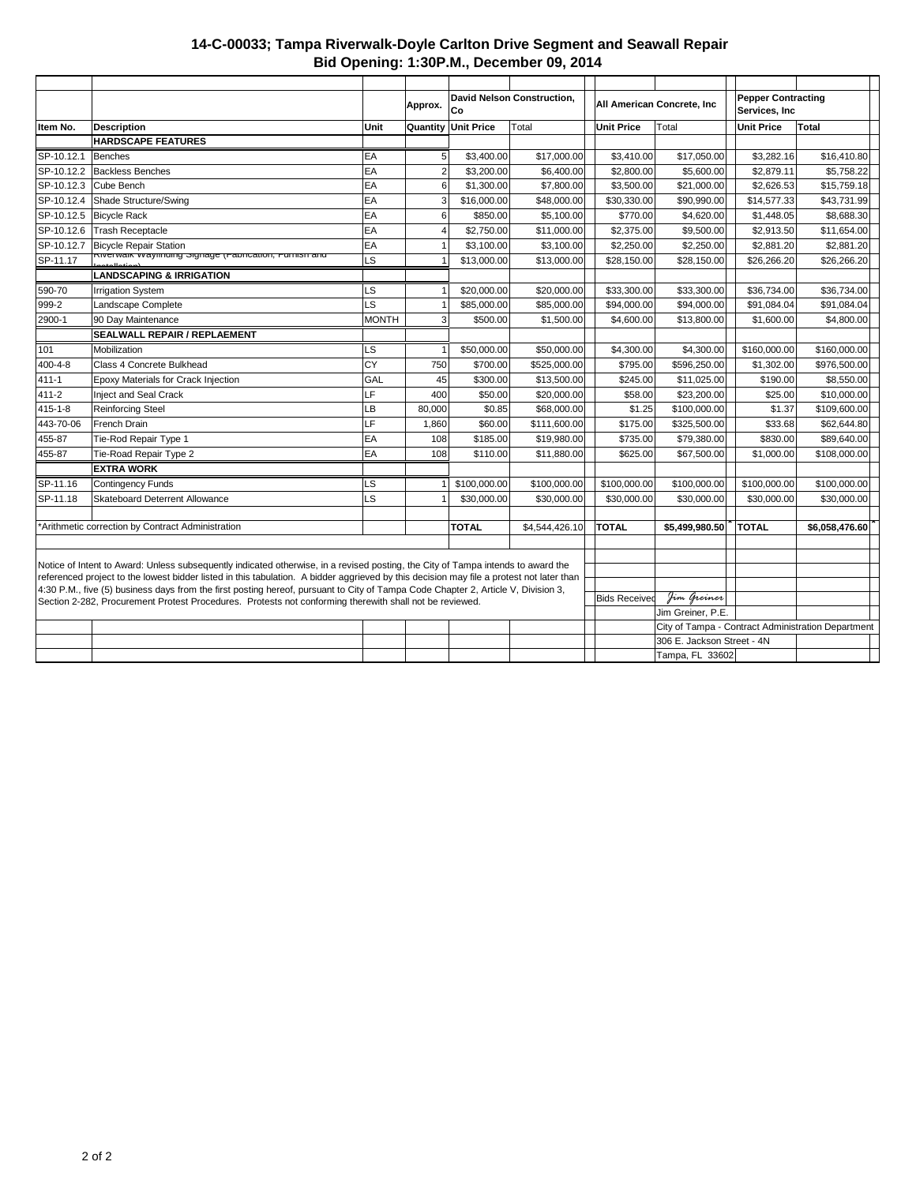**14-C-00033; Tampa Riverwalk-Doyle Carlton Drive Segment and Seawall Repair**
**Bid Opening: 1:30P.M., December 09, 2014**

| | | | Approx. | David Nelson Construction, Co | | All American Concrete, Inc | | Pepper Contracting Services, Inc | |
|---|---|---|---|---|---|---|---|---|---|
| **Item No.** | **Description** | **Unit** | **Quantity** | **Unit Price** | Total | **Unit Price** | Total | **Unit Price** | **Total** |
| | **HARDSCAPE FEATURES** | | | | | | | | |
| SP-10.12.1 | Benches | EA | 5 | $3,400.00 | $17,000.00 | $3,410.00 | $17,050.00 | $3,282.16 | $16,410.80 |
| SP-10.12.2 | Backless Benches | EA | 2 | $3,200.00 | $6,400.00 | $2,800.00 | $5,600.00 | $2,879.11 | $5,758.22 |
| SP-10.12.3 | Cube Bench | EA | 6 | $1,300.00 | $7,800.00 | $3,500.00 | $21,000.00 | $2,626.53 | $15,759.18 |
| SP-10.12.4 | Shade Structure/Swing | EA | 3 | $16,000.00 | $48,000.00 | $30,330.00 | $90,990.00 | $14,577.33 | $43,731.99 |
| SP-10.12.5 | Bicycle Rack | EA | 6 | $850.00 | $5,100.00 | $770.00 | $4,620.00 | $1,448.05 | $8,688.30 |
| SP-10.12.6 | Trash Receptacle | EA | 4 | $2,750.00 | $11,000.00 | $2,375.00 | $9,500.00 | $2,913.50 | $11,654.00 |
| SP-10.12.7 | Bicycle Repair Station | EA | 1 | $3,100.00 | $3,100.00 | $2,250.00 | $2,250.00 | $2,881.20 | $2,881.20 |
| SP-11.17 | Riverwalk Wayfinding Signage (Fabrication, Furnish and Installation) | LS | 1 | $13,000.00 | $13,000.00 | $28,150.00 | $28,150.00 | $26,266.20 | $26,266.20 |
| | **LANDSCAPING & IRRIGATION** | | | | | | | | |
| 590-70 | Irrigation System | LS | 1 | $20,000.00 | $20,000.00 | $33,300.00 | $33,300.00 | $36,734.00 | $36,734.00 |
| 999-2 | Landscape Complete | LS | 1 | $85,000.00 | $85,000.00 | $94,000.00 | $94,000.00 | $91,084.04 | $91,084.04 |
| 2900-1 | 90 Day Maintenance | MONTH | 3 | $500.00 | $1,500.00 | $4,600.00 | $13,800.00 | $1,600.00 | $4,800.00 |
| | **SEALWALL REPAIR / REPLAEMENT** | | | | | | | | |
| 101 | Mobilization | LS | 1 | $50,000.00 | $50,000.00 | $4,300.00 | $4,300.00 | $160,000.00 | $160,000.00 |
| 400-4-8 | Class 4 Concrete Bulkhead | CY | 750 | $700.00 | $525,000.00 | $795.00 | $596,250.00 | $1,302.00 | $976,500.00 |
| 411-1 | Epoxy Materials for Crack Injection | GAL | 45 | $300.00 | $13,500.00 | $245.00 | $11,025.00 | $190.00 | $8,550.00 |
| 411-2 | Inject and Seal Crack | LF | 400 | $50.00 | $20,000.00 | $58.00 | $23,200.00 | $25.00 | $10,000.00 |
| 415-1-8 | Reinforcing Steel | LB | 80,000 | $0.85 | $68,000.00 | $1.25 | $100,000.00 | $1.37 | $109,600.00 |
| 443-70-06 | French Drain | LF | 1,860 | $60.00 | $111,600.00 | $175.00 | $325,500.00 | $33.68 | $62,644.80 |
| 455-87 | Tie-Rod Repair Type 1 | EA | 108 | $185.00 | $19,980.00 | $735.00 | $79,380.00 | $830.00 | $89,640.00 |
| 455-87 | Tie-Road Repair Type 2 | EA | 108 | $110.00 | $11,880.00 | $625.00 | $67,500.00 | $1,000.00 | $108,000.00 |
| | **EXTRA WORK** | | | | | | | | |
| SP-11.16 | Contingency Funds | LS | 1 | $100,000.00 | $100,000.00 | $100,000.00 | $100,000.00 | $100,000.00 | $100,000.00 |
| SP-11.18 | Skateboard Deterrent Allowance | LS | 1 | $30,000.00 | $30,000.00 | $30,000.00 | $30,000.00 | $30,000.00 | $30,000.00 |
| *Arithmetic correction by Contract Administration | | | | **TOTAL** | $4,544,426.10 | **TOTAL** | **$5,499,980.50*** | **TOTAL** | **$6,058,476.60*** |

Notice of Intent to Award: Unless subsequently indicated otherwise, in a revised posting, the City of Tampa intends to award the referenced project to the lowest bidder listed in this tabulation. A bidder aggrieved by this decision may file a protest not later than 4:30 P.M., five (5) business days from the first posting hereof, pursuant to City of Tampa Code Chapter 2, Article V, Division 3, Section 2-282, Procurement Protest Procedures. Protests not conforming therewith shall not be reviewed.

Bids Received *Jim Greiner*
Jim Greiner, P.E.
City of Tampa - Contract Administration Department
306 E. Jackson Street - 4N
Tampa, FL 33602